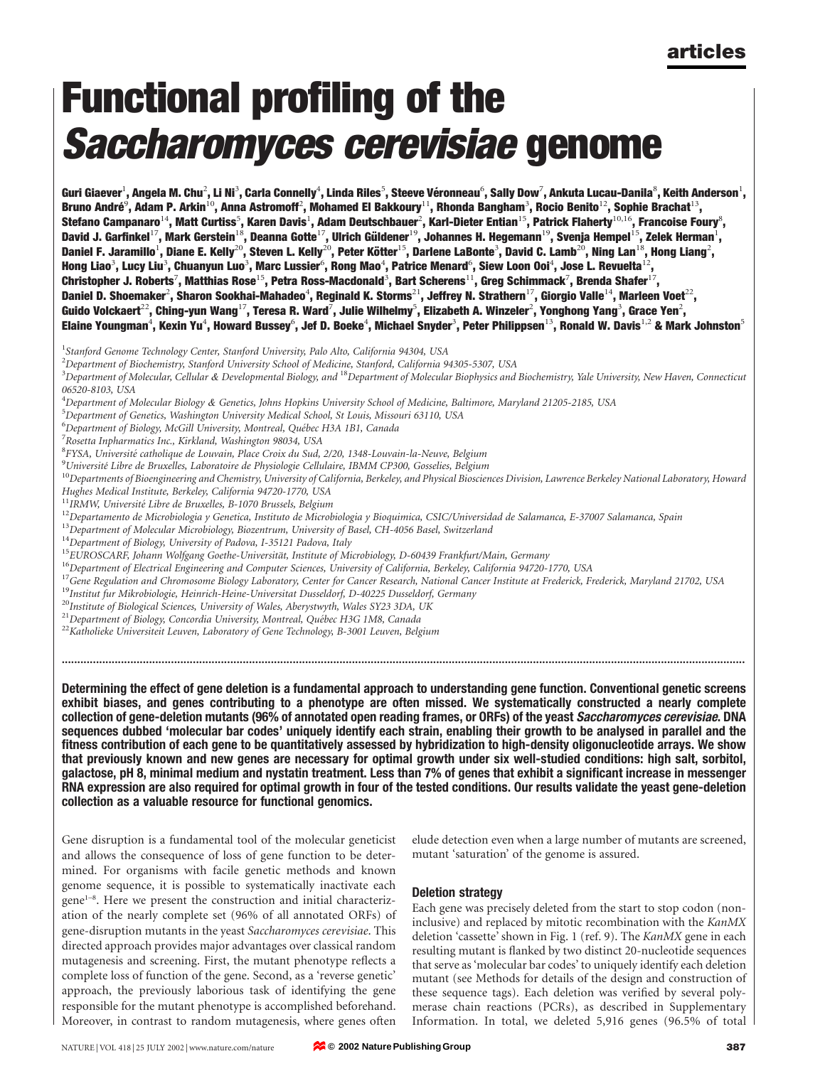# Functional profiling of the *Saccharomyces cerevisiae* genome

**Guri Giaever[1], Angela M. Chu[2], Li Ni[3], Carla Connelly[4], Linda Riles[5], Steeve Véronneau[6], Sally Dow[7], Ankuta Lucau-Danila[8], Keith Anderson[1], Bruno André[9], Adam P. Arkin[10], Anna Astromoff[2], Mohamed El Bakkoury[11], Rhonda Bangham[3], Rocio Benito[12], Sophie Brachat[13], Stefano Campanaro[14], Matt Curtiss[5], Karen Davis[1], Adam Deutschbauer[2], Karl-Dieter Entian[15], Patrick Flaherty[10,16], Francoise Foury[8], David J. Garfinkel[17], Mark Gerstein[18], Deanna Gotte[17], Ulrich Güldener[19], Johannes H. Hegemann[19], Svenja Hempel[15], Zelek Herman[1], Daniel F. Jaramillo[1], Diane E. Kelly[20], Steven L. Kelly[20], Peter Kötter[15], Darlene LaBonte[3], David C. Lamb[20], Ning Lan[18], Hong Liang[2], Hong Liao[3], Lucy Liu[3], Chuanyun Luo[3], Marc Lussier[6], Rong Mao[4], Patrice Menard[6], Siew Loon Ooi[4], Jose L. Revuelta[12], Christopher J. Roberts[7], Matthias Rose[15], Petra Ross-Macdonald[3], Bart Scherens[11], Greg Schimmack[7], Brenda Shafer[17], Daniel D. Shoemaker[2], Sharon Sookhai-Mahadeo[4], Reginald K. Storms[21], Jeffrey N. Strathern[17], Giorgio Valle[14], Marleen Voet[22], Guido Volckaert[22], Ching-yun Wang[17], Teresa R. Ward[7], Julie Wilhelmy[5], Elizabeth A. Winzeler[2], Yonghong Yang[3], Grace Yen[2], Elaine Youngman[4], Kexin Yu[4], Howard Bussey[6], Jef D. Boeke[4], Michael Snyder[3], Peter Philippsen[13], Ronald W. Davis[1,2] & Mark Johnston[5]**

[1] *Stanford Genome Technology Center, Stanford University, Palo Alto, California 94304, USA*
[2] *Department of Biochemistry, Stanford University School of Medicine, Stanford, California 94305-5307, USA*
[3] *Department of Molecular, Cellular & Developmental Biology, and* [18] *Department of Molecular Biophysics and Biochemistry, Yale University, New Haven, Connecticut 06520-8103, USA*
[4] *Department of Molecular Biology & Genetics, Johns Hopkins University School of Medicine, Baltimore, Maryland 21205-2185, USA*
[5] *Department of Genetics, Washington University Medical School, St Louis, Missouri 63110, USA*
[6] *Department of Biology, McGill University, Montreal, Québec H3A 1B1, Canada*
[7] *Rosetta Inpharmatics Inc., Kirkland, Washington 98034, USA*
[8] *FYSA, Université catholique de Louvain, Place Croix du Sud, 2/20, 1348-Louvain-la-Neuve, Belgium*
[9] *Université Libre de Bruxelles, Laboratoire de Physiologie Cellulaire, IBMM CP300, Gosselies, Belgium*
[10] *Departments of Bioengineering and Chemistry, University of California, Berkeley, and Physical Biosciences Division, Lawrence Berkeley National Laboratory, Howard Hughes Medical Institute, Berkeley, California 94720-1770, USA*
[11] *IRMW, Université Libre de Bruxelles, B-1070 Brussels, Belgium*
[12] *Departamento de Microbiologia y Genetica, Instituto de Microbiologia y Bioquimica, CSIC/Universidad de Salamanca, E-37007 Salamanca, Spain*
[13] *Department of Molecular Microbiology, Biozentrum, University of Basel, CH-4056 Basel, Switzerland*
[14] *Department of Biology, University of Padova, I-35121 Padova, Italy*
[15] *EUROSCARF, Johann Wolfgang Goethe-Universität, Institute of Microbiology, D-60439 Frankfurt/Main, Germany*
[16] *Department of Electrical Engineering and Computer Sciences, University of California, Berkeley, California 94720-1770, USA*
[17] *Gene Regulation and Chromosome Biology Laboratory, Center for Cancer Research, National Cancer Institute at Frederick, Frederick, Maryland 21702, USA*
[19] *Institut fur Mikrobiologie, Heinrich-Heine-Universitat Dusseldorf, D-40225 Dusseldorf, Germany*
[20] *Institute of Biological Sciences, University of Wales, Aberystwyth, Wales SY23 3DA, UK*
[21] *Department of Biology, Concordia University, Montreal, Québec H3G 1M8, Canada*
[22] *Katholieke Universiteit Leuven, Laboratory of Gene Technology, B-3001 Leuven, Belgium*

**Determining the effect of gene deletion is a fundamental approach to understanding gene function. Conventional genetic screens exhibit biases, and genes contributing to a phenotype are often missed. We systematically constructed a nearly complete collection of gene-deletion mutants (96% of annotated open reading frames, or ORFs) of the yeast *Saccharomyces cerevisiae*. DNA sequences dubbed 'molecular bar codes' uniquely identify each strain, enabling their growth to be analysed in parallel and the fitness contribution of each gene to be quantitatively assessed by hybridization to high-density oligonucleotide arrays. We show that previously known and new genes are necessary for optimal growth under six well-studied conditions: high salt, sorbitol, galactose, pH 8, minimal medium and nystatin treatment. Less than 7% of genes that exhibit a significant increase in messenger RNA expression are also required for optimal growth in four of the tested conditions. Our results validate the yeast gene-deletion collection as a valuable resource for functional genomics.**

Gene disruption is a fundamental tool of the molecular geneticist and allows the consequence of loss of gene function to be determined. For organisms with facile genetic methods and known genome sequence, it is possible to systematically inactivate each gene[1–8]. Here we present the construction and initial characterization of the nearly complete set (96% of all annotated ORFs) of gene-disruption mutants in the yeast *Saccharomyces cerevisiae*. This directed approach provides major advantages over classical random mutagenesis and screening. First, the mutant phenotype reflects a complete loss of function of the gene. Second, as a 'reverse genetic' approach, the previously laborious task of identifying the gene responsible for the mutant phenotype is accomplished beforehand. Moreover, in contrast to random mutagenesis, where genes often elude detection even when a large number of mutants are screened, mutant 'saturation' of the genome is assured.

## Deletion strategy

Each gene was precisely deleted from the start to stop codon (noninclusive) and replaced by mitotic recombination with the *KanMX* deletion 'cassette' shown in Fig. 1 (ref. 9). The *KanMX* gene in each resulting mutant is flanked by two distinct 20-nucleotide sequences that serve as 'molecular bar codes' to uniquely identify each deletion mutant (see Methods for details of the design and construction of these sequence tags). Each deletion was verified by several polymerase chain reactions (PCRs), as described in Supplementary Information. In total, we deleted 5,916 genes (96.5% of total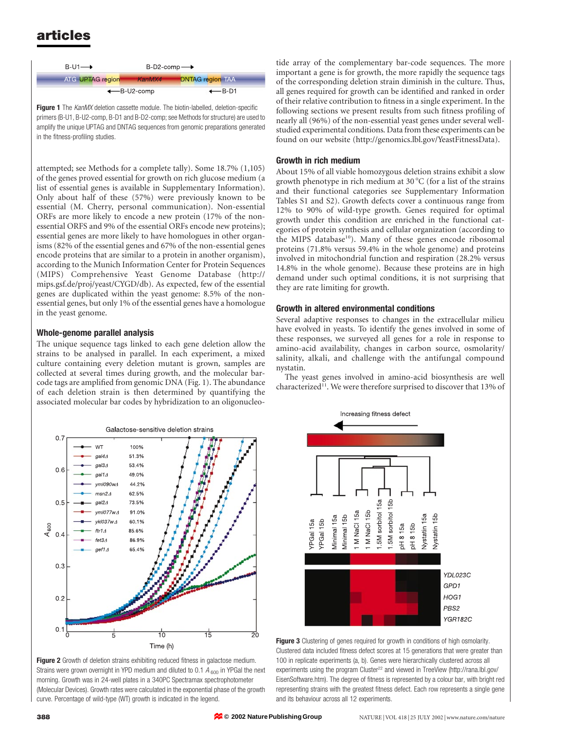Figure 1 The *KanMX* deletion cassette module. The biotin-labelled, deletion-specific primers (B-U1, B-U2-comp, B-D1 and B-D2-comp; see Methods for structure) are used to amplify the unique UPTAG and DNTAG sequences from genomic preparations generated in the fitness-profiling studies.

attempted; see Methods for a complete tally). Some 18.7% (1,105) of the genes proved essential for growth on rich glucose medium (a list of essential genes is available in Supplementary Information). Only about half of these (57%) were previously known to be essential (M. Cherry, personal communication). Non-essential ORFs are more likely to encode a new protein (17% of the non-essential ORFS and 9% of the essential ORFs encode new proteins); essential genes are more likely to have homologues in other organisms (82% of the essential genes and 67% of the non-essential genes encode proteins that are similar to a protein in another organism), according to the Munich Information Center for Protein Sequences (MIPS) Comprehensive Yeast Genome Database (http://mips.gsf.de/proj/yeast/CYGD/db). As expected, few of the essential genes are duplicated within the yeast genome: 8.5% of the non-essential genes, but only 1% of the essential genes have a homologue in the yeast genome.

## Whole-genome parallel analysis

The unique sequence tags linked to each gene deletion allow the strains to be analysed in parallel. In each experiment, a mixed culture containing every deletion mutant is grown, samples are collected at several times during growth, and the molecular bar-code tags are amplified from genomic DNA (Fig. 1). The abundance of each deletion strain is then determined by quantifying the associated molecular bar codes by hybridization to an oligonucleotide array of the complementary bar-code sequences. The more important a gene is for growth, the more rapidly the sequence tags of the corresponding deletion strain diminish in the culture. Thus, all genes required for growth can be identified and ranked in order of their relative contribution to fitness in a single experiment. In the following sections we present results from such fitness profiling of nearly all (96%) of the non-essential yeast genes under several well-studied experimental conditions. Data from these experiments can be found on our website (http://genomics.lbl.gov/YeastFitnessData).

## Growth in rich medium

About 15% of all viable homozygous deletion strains exhibit a slow growth phenotype in rich medium at 30 °C (for a list of the strains and their functional categories see Supplementary Information Tables S1 and S2). Growth defects cover a continuous range from 12% to 90% of wild-type growth. Genes required for optimal growth under this condition are enriched in the functional categories of protein synthesis and cellular organization (according to the MIPS database[10]). Many of these genes encode ribosomal proteins (71.8% versus 59.4% in the whole genome) and proteins involved in mitochondrial function and respiration (28.2% versus 14.8% in the whole genome). Because these proteins are in high demand under such optimal conditions, it is not surprising that they are rate limiting for growth.

## Growth in altered environmental conditions

Several adaptive responses to changes in the extracellular milieu have evolved in yeasts. To identify the genes involved in some of these responses, we surveyed all genes for a role in response to amino-acid availability, changes in carbon source, osmolarity/salinity, alkali, and challenge with the antifungal compound nystatin.

The yeast genes involved in amino-acid biosynthesis are well characterized[11]. We were therefore surprised to discover that 13% of

Figure 2 Growth of deletion strains exhibiting reduced fitness in galactose medium. Strains were grown overnight in YPD medium and diluted to 0.1 $A_{600}$ in YPGal the next morning. Growth was in 24-well plates in a 340PC Spectramax spectrophotometer (Molecular Devices). Growth rates were calculated in the exponential phase of the growth curve. Percentage of wild-type (WT) growth is indicated in the legend.

Figure 3 Clustering of genes required for growth in conditions of high osmolarity. Clustered data included fitness defect scores at 15 generations that were greater than 100 in replicate experiments (a, b). Genes were hierarchically clustered across all experiments using the program Cluster[22] and viewed in TreeView (http://rana.lbl.gov/EisenSoftware.htm). The degree of fitness is represented by a colour bar, with bright red representing strains with the greatest fitness defect. Each row represents a single gene and its behaviour across all 12 experiments.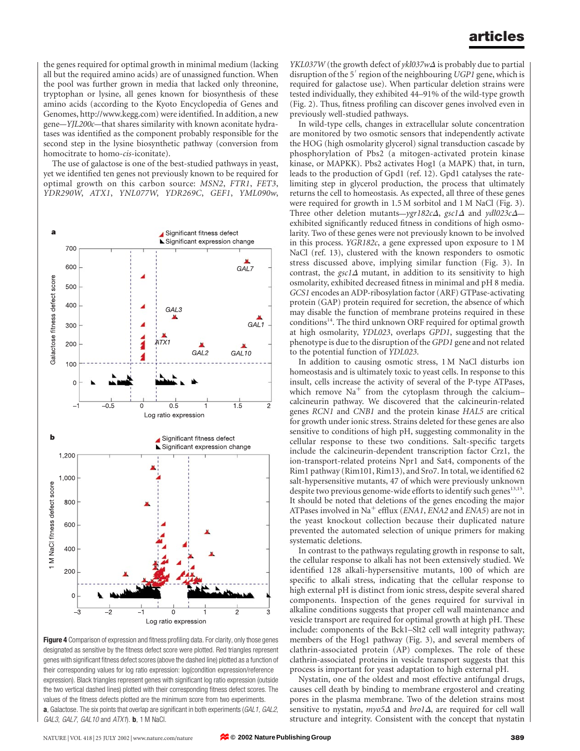the genes required for optimal growth in minimal medium (lacking all but the required amino acids) are of unassigned function. When the pool was further grown in media that lacked only threonine, tryptophan or lysine, all genes known for biosynthesis of these amino acids (according to the Kyoto Encyclopedia of Genes and Genomes, http://www.kegg.com) were identified. In addition, a new gene—*YJL200c*—that shares similarity with known aconitate hydratases was identified as the component probably responsible for the second step in the lysine biosynthetic pathway (conversion from homocitrate to homo-*cis*-iconitate).

The use of galactose is one of the best-studied pathways in yeast, yet we identified ten genes not previously known to be required for optimal growth on this carbon source: *MSN2*, *FTR1*, *FET3*, *YDR290W*, *ATX1*, *YNL077W*, *YDR269C*, *GEF1*, *YML090w*, *YKL037W* (the growth defect of *ykl037w*Δ is probably due to partial disruption of the 5′ region of the neighbouring *UGP1* gene, which is required for galactose use). When particular deletion strains were tested individually, they exhibited 44–91% of the wild-type growth (Fig. 2). Thus, fitness profiling can discover genes involved even in previously well-studied pathways.

**Figure 4** Comparison of expression and fitness profiling data. For clarity, only those genes designated as sensitive by the fitness defect score were plotted. Red triangles represent genes with significant fitness defect scores (above the dashed line) plotted as a function of their corresponding values for log ratio expression: log(condition expression/reference expression). Black triangles represent genes with significant log ratio expression (outside the two vertical dashed lines) plotted with their corresponding fitness defect scores. The values of the fitness defects plotted are the minimum score from two experiments. **a**, Galactose. The six points that overlap are significant in both experiments (*GAL1*, *GAL2*, *GAL3*, *GAL7*, *GAL10* and *ATX1*). **b**, 1 M NaCl.

In wild-type cells, changes in extracellular solute concentration are monitored by two osmotic sensors that independently activate the HOG (high osmolarity glycerol) signal transduction cascade by phosphorylation of Pbs2 (a mitogen-activated protein kinase kinase, or MAPKK). Pbs2 activates Hog1 (a MAPK) that, in turn, leads to the production of Gpd1 (ref. 12). Gpd1 catalyses the rate-limiting step in glycerol production, the process that ultimately returns the cell to homeostasis. As expected, all three of these genes were required for growth in 1.5 M sorbitol and 1 M NaCl (Fig. 3). Three other deletion mutants—*ygr182c*Δ, *gsc1*Δ and *ydl023c*Δ—exhibited significantly reduced fitness in conditions of high osmolarity. Two of these genes were not previously known to be involved in this process. *YGR182c*, a gene expressed upon exposure to 1 M NaCl (ref. 13), clustered with the known responders to osmotic stress discussed above, implying similar function (Fig. 3). In contrast, the *gsc1*Δ mutant, in addition to its sensitivity to high osmolarity, exhibited decreased fitness in minimal and pH 8 media. *GCS1* encodes an ADP-ribosylation factor (ARF) GTPase-activating protein (GAP) protein required for secretion, the absence of which may disable the function of membrane proteins required in these conditions[14]. The third unknown ORF required for optimal growth at high osmolarity, *YDL023*, overlaps *GPD1*, suggesting that the phenotype is due to the disruption of the *GPD1* gene and not related to the potential function of *YDL023*.

In addition to causing osmotic stress, 1 M NaCl disturbs ion homeostasis and is ultimately toxic to yeast cells. In response to this insult, cells increase the activity of several of the P-type ATPases, which remove $Na^+$ from the cytoplasm through the calcium–calcineurin pathway. We discovered that the calcineurin-related genes *RCN1* and *CNB1* and the protein kinase *HAL5* are critical for growth under ionic stress. Strains deleted for these genes are also sensitive to conditions of high pH, suggesting commonality in the cellular response to these two conditions. Salt-specific targets include the calcineurin-dependent transcription factor Crz1, the ion-transport-related proteins Npr1 and Sat4, components of the Rim1 pathway (Rim101, Rim13), and Sro7. In total, we identified 62 salt-hypersensitive mutants, 47 of which were previously unknown despite two previous genome-wide efforts to identify such genes[13,15]. It should be noted that deletions of the genes encoding the major ATPases involved in $Na^+$ efflux (*ENA1*, *ENA2* and *ENA5*) are not in the yeast knockout collection because their duplicated nature prevented the automated selection of unique primers for making systematic deletions.

In contrast to the pathways regulating growth in response to salt, the cellular response to alkali has not been extensively studied. We identified 128 alkali-hypersensitive mutants, 100 of which are specific to alkali stress, indicating that the cellular response to high external pH is distinct from ionic stress, despite several shared components. Inspection of the genes required for survival in alkaline conditions suggests that proper cell wall maintenance and vesicle transport are required for optimal growth at high pH. These include: components of the Bck1–Slt2 cell wall integrity pathway; members of the Hog1 pathway (Fig. 3), and several members of clathrin-associated protein (AP) complexes. The role of these clathrin-associated proteins in vesicle transport suggests that this process is important for yeast adaptation to high external pH.

Nystatin, one of the oldest and most effective antifungal drugs, causes cell death by binding to membrane ergosterol and creating pores in the plasma membrane. Two of the deletion strains most sensitive to nystatin, *myo5*Δ and *bro1*Δ, are required for cell wall structure and integrity. Consistent with the concept that nystatin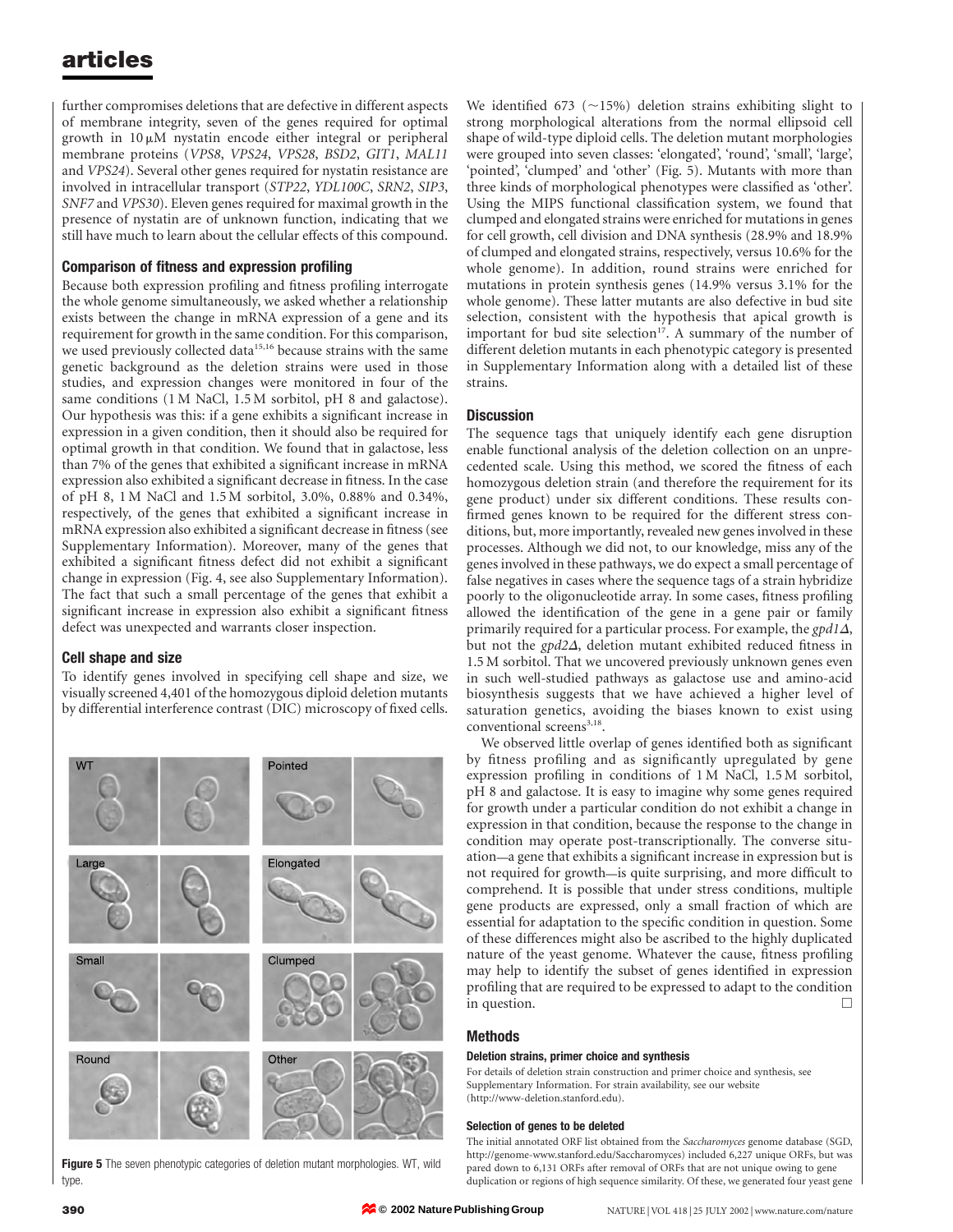further compromises deletions that are defective in different aspects of membrane integrity, seven of the genes required for optimal growth in 10 μM nystatin encode either integral or peripheral membrane proteins (*VPS8*, *VPS24*, *VPS28*, *BSD2*, *GIT1*, *MAL11* and *VPS24*). Several other genes required for nystatin resistance are involved in intracellular transport (*STP22*, *YDL100C*, *SRN2*, *SIP3*, *SNF7* and *VPS30*). Eleven genes required for maximal growth in the presence of nystatin are of unknown function, indicating that we still have much to learn about the cellular effects of this compound.

### Comparison of fitness and expression profiling

Because both expression profiling and fitness profiling interrogate the whole genome simultaneously, we asked whether a relationship exists between the change in mRNA expression of a gene and its requirement for growth in the same condition. For this comparison, we used previously collected data[15,16] because strains with the same genetic background as the deletion strains were used in those studies, and expression changes were monitored in four of the same conditions (1 M NaCl, 1.5 M sorbitol, pH 8 and galactose). Our hypothesis was this: if a gene exhibits a significant increase in expression in a given condition, then it should also be required for optimal growth in that condition. We found that in galactose, less than 7% of the genes that exhibited a significant increase in mRNA expression also exhibited a significant decrease in fitness. In the case of pH 8, 1 M NaCl and 1.5 M sorbitol, 3.0%, 0.88% and 0.34%, respectively, of the genes that exhibited a significant increase in mRNA expression also exhibited a significant decrease in fitness (see Supplementary Information). Moreover, many of the genes that exhibited a significant fitness defect did not exhibit a significant change in expression (Fig. 4, see also Supplementary Information). The fact that such a small percentage of the genes that exhibit a significant increase in expression also exhibit a significant fitness defect was unexpected and warrants closer inspection.

### Cell shape and size

To identify genes involved in specifying cell shape and size, we visually screened 4,401 of the homozygous diploid deletion mutants by differential interference contrast (DIC) microscopy of fixed cells.

**Figure 5** The seven phenotypic categories of deletion mutant morphologies. WT, wild type.

We identified 673 (~15%) deletion strains exhibiting slight to strong morphological alterations from the normal ellipsoid cell shape of wild-type diploid cells. The deletion mutant morphologies were grouped into seven classes: 'elongated', 'round', 'small', 'large', 'pointed', 'clumped' and 'other' (Fig. 5). Mutants with more than three kinds of morphological phenotypes were classified as 'other'. Using the MIPS functional classification system, we found that clumped and elongated strains were enriched for mutations in genes for cell growth, cell division and DNA synthesis (28.9% and 18.9% of clumped and elongated strains, respectively, versus 10.6% for the whole genome). In addition, round strains were enriched for mutations in protein synthesis genes (14.9% versus 3.1% for the whole genome). These latter mutants are also defective in bud site selection, consistent with the hypothesis that apical growth is important for bud site selection[17]. A summary of the number of different deletion mutants in each phenotypic category is presented in Supplementary Information along with a detailed list of these strains.

### Discussion

The sequence tags that uniquely identify each gene disruption enable functional analysis of the deletion collection on an unprecedented scale. Using this method, we scored the fitness of each homozygous deletion strain (and therefore the requirement for its gene product) under six different conditions. These results confirmed genes known to be required for the different stress conditions, but, more importantly, revealed new genes involved in these processes. Although we did not, to our knowledge, miss any of the genes involved in these pathways, we do expect a small percentage of false negatives in cases where the sequence tags of a strain hybridize poorly to the oligonucleotide array. In some cases, fitness profiling allowed the identification of the gene in a gene pair or family primarily required for a particular process. For example, the *gpd1Δ*, but not the *gpd2Δ*, deletion mutant exhibited reduced fitness in 1.5 M sorbitol. That we uncovered previously unknown genes even in such well-studied pathways as galactose use and amino-acid biosynthesis suggests that we have achieved a higher level of saturation genetics, avoiding the biases known to exist using conventional screens[3,18].

We observed little overlap of genes identified both as significant by fitness profiling and as significantly upregulated by gene expression profiling in conditions of 1 M NaCl, 1.5 M sorbitol, pH 8 and galactose. It is easy to imagine why some genes required for growth under a particular condition do not exhibit a change in expression in that condition, because the response to the change in condition may operate post-transcriptionally. The converse situation—a gene that exhibits a significant increase in expression but is not required for growth—is quite surprising, and more difficult to comprehend. It is possible that under stress conditions, multiple gene products are expressed, only a small fraction of which are essential for adaptation to the specific condition in question. Some of these differences might also be ascribed to the highly duplicated nature of the yeast genome. Whatever the cause, fitness profiling may help to identify the subset of genes identified in expression profiling that are required to be expressed to adapt to the condition in question. □

### Methods

#### Deletion strains, primer choice and synthesis

For details of deletion strain construction and primer choice and synthesis, see Supplementary Information. For strain availability, see our website (http://www-deletion.stanford.edu).

#### Selection of genes to be deleted

The initial annotated ORF list obtained from the *Saccharomyces* genome database (SGD, http://genome-www.stanford.edu/Saccharomyces) included 6,227 unique ORFs, but was pared down to 6,131 ORFs after removal of ORFs that are not unique owing to gene duplication or regions of high sequence similarity. Of these, we generated four yeast gene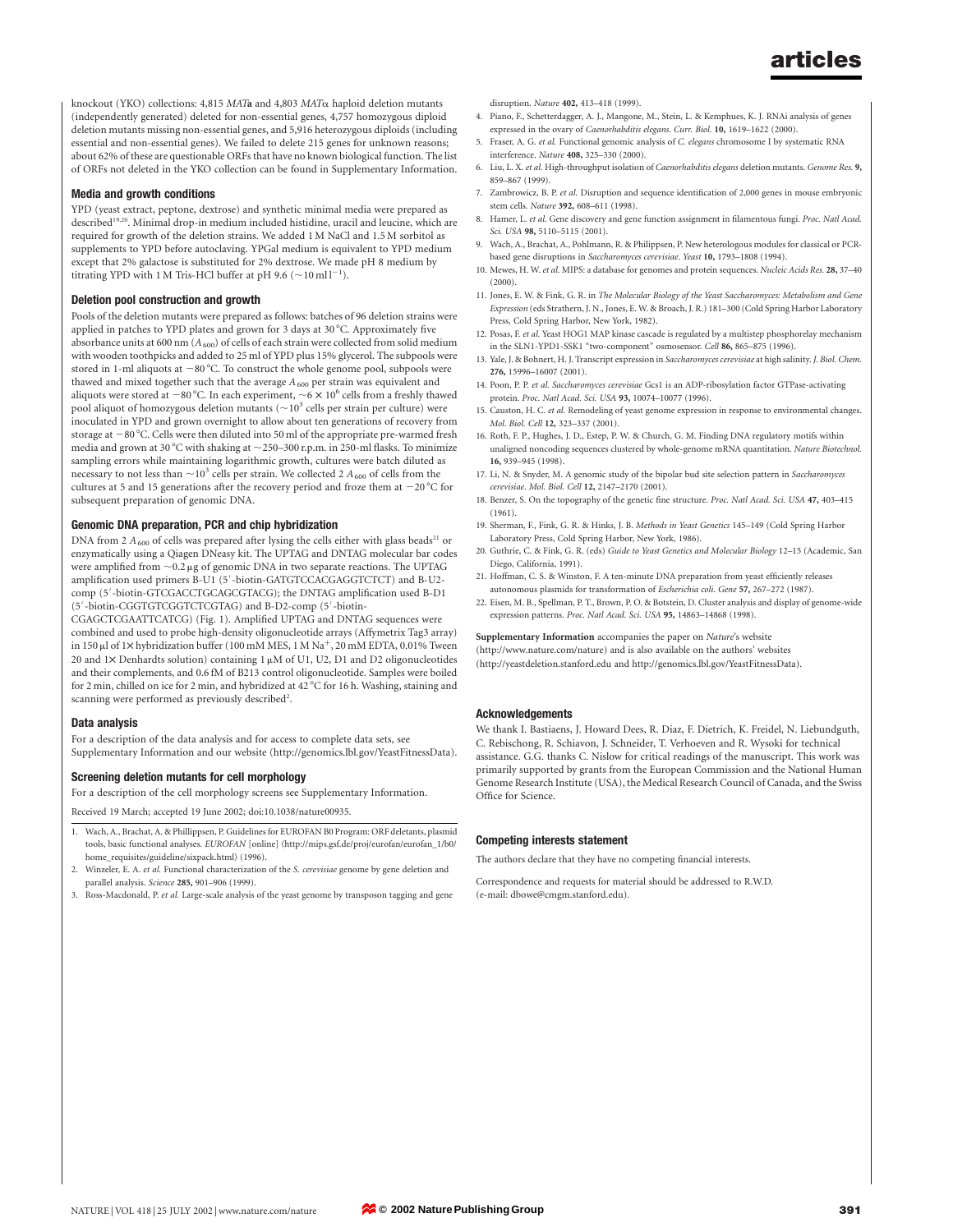knockout (YKO) collections: 4,815 *MAT***a** and 4,803 *MAT*α haploid deletion mutants (independently generated) deleted for non-essential genes, 4,757 homozygous diploid deletion mutants missing non-essential genes, and 5,916 heterozygous diploids (including essential and non-essential genes). We failed to delete 215 genes for unknown reasons; about 62% of these are questionable ORFs that have no known biological function. The list of ORFs not deleted in the YKO collection can be found in Supplementary Information.

### Media and growth conditions

YPD (yeast extract, peptone, dextrose) and synthetic minimal media were prepared as described[19,20]. Minimal drop-in medium included histidine, uracil and leucine, which are required for growth of the deletion strains. We added 1 M NaCl and 1.5 M sorbitol as supplements to YPD before autoclaving. YPGal medium is equivalent to YPD medium except that 2% galactose is substituted for 2% dextrose. We made pH 8 medium by titrating YPD with 1 M Tris-HCl buffer at pH 9.6 ($\sim$10 ml l$^{-1}$).

### Deletion pool construction and growth

Pools of the deletion mutants were prepared as follows: batches of 96 deletion strains were applied in patches to YPD plates and grown for 3 days at 30 °C. Approximately five absorbance units at 600 nm ($A_{600}$) of cells of each strain were collected from solid medium with wooden toothpicks and added to 25 ml of YPD plus 15% glycerol. The subpools were stored in 1-ml aliquots at −80 °C. To construct the whole genome pool, subpools were thawed and mixed together such that the average $A_{600}$ per strain was equivalent and aliquots were stored at −80 °C. In each experiment, $\sim 6 \times 10^6$ cells from a freshly thawed pool aliquot of homozygous deletion mutants ($\sim 10^3$ cells per strain per culture) were inoculated in YPD and grown overnight to allow about ten generations of recovery from storage at −80 °C. Cells were then diluted into 50 ml of the appropriate pre-warmed fresh media and grown at 30 °C with shaking at ~250–300 r.p.m. in 250-ml flasks. To minimize sampling errors while maintaining logarithmic growth, cultures were batch diluted as necessary to not less than $\sim 10^3$ cells per strain. We collected 2 $A_{600}$ of cells from the cultures at 5 and 15 generations after the recovery period and froze them at −20 °C for subsequent preparation of genomic DNA.

### Genomic DNA preparation, PCR and chip hybridization

DNA from 2 $A_{600}$ of cells was prepared after lysing the cells either with glass beads[21] or enzymatically using a Qiagen DNeasy kit. The UPTAG and DNTAG molecular bar codes were amplified from ~0.2 μg of genomic DNA in two separate reactions. The UPTAG amplification used primers B-U1 (5′-biotin-GATGTCCACGAGGTCTCT) and B-U2-comp (5′-biotin-GTCGACCTGCAGCGTACG); the DNTAG amplification used B-D1 (5′-biotin-CGGTGTCGGTCTCGTAG) and B-D2-comp (5′-biotin-CGAGCTCGAATTCATCG) (Fig. 1). Amplified UPTAG and DNTAG sequences were combined and used to probe high-density oligonucleotide arrays (Affymetrix Tag3 array) in 150 μl of 1× hybridization buffer (100 mM MES, 1 M $Na^+$, 20 mM EDTA, 0.01% Tween 20 and 1× Denhardts solution) containing 1 μM of U1, U2, D1 and D2 oligonucleotides and their complements, and 0.6 fM of B213 control oligonucleotide. Samples were boiled for 2 min, chilled on ice for 2 min, and hybridized at 42 °C for 16 h. Washing, staining and scanning were performed as previously described[2].

### Data analysis

For a description of the data analysis and for access to complete data sets, see Supplementary Information and our website (http://genomics.lbl.gov/YeastFitnessData).

### Screening deletion mutants for cell morphology

For a description of the cell morphology screens see Supplementary Information.

Received 19 March; accepted 19 June 2002; doi:10.1038/nature00935.

1. Wach, A., Brachat, A. & Phillippsen, P. Guidelines for EUROFAN B0 Program: ORF deletants, plasmid tools, basic functional analyses. *EUROFAN* [online] ⟨http://mips.gsf.de/proj/eurofan/eurofan_1/b0/home_requisites/guideline/sixpack.html⟩ (1996).
2. Winzeler, E. A. *et al.* Functional characterization of the *S. cerevisiae* genome by gene deletion and parallel analysis. *Science* **285,** 901–906 (1999).
3. Ross-Macdonald, P. *et al.* Large-scale analysis of the yeast genome by transposon tagging and gene disruption. *Nature* **402,** 413–418 (1999).
4. Piano, F., Schetterdagger, A. J., Mangone, M., Stein, L. & Kemphues, K. J. RNAi analysis of genes expressed in the ovary of *Caenorhabditis elegans*. *Curr. Biol.* **10,** 1619–1622 (2000).
5. Fraser, A. G. *et al.* Functional genomic analysis of *C. elegans* chromosome I by systematic RNA interference. *Nature* **408,** 325–330 (2000).
6. Liu, L. X. *et al.* High-throughput isolation of *Caenorhabditis elegans* deletion mutants. *Genome Res.* **9,** 859–867 (1999).
7. Zambrowicz, B. P. *et al.* Disruption and sequence identification of 2,000 genes in mouse embryonic stem cells. *Nature* **392,** 608–611 (1998).
8. Hamer, L. *et al.* Gene discovery and gene function assignment in filamentous fungi. *Proc. Natl Acad. Sci. USA* **98,** 5110–5115 (2001).
9. Wach, A., Brachat, A., Pohlmann, R. & Philippsen, P. New heterologous modules for classical or PCR-based gene disruptions in *Saccharomyces cerevisiae*. *Yeast* **10,** 1793–1808 (1994).
10. Mewes, H. W. *et al.* MIPS: a database for genomes and protein sequences. *Nucleic Acids Res.* **28,** 37–40 (2000).
11. Jones, E. W. & Fink, G. R. in *The Molecular Biology of the Yeast Saccharomyces: Metabolism and Gene Expression* (eds Strathern, J. N., Jones, E. W. & Broach, J. R.) 181–300 (Cold Spring Harbor Laboratory Press, Cold Spring Harbor, New York, 1982).
12. Posas, F. *et al.* Yeast HOG1 MAP kinase cascade is regulated by a multistep phosphorelay mechanism in the SLN1-YPD1-SSK1 "two-component" osmosensor. *Cell* **86,** 865–875 (1996).
13. Yale, J. & Bohnert, H. J. Transcript expression in *Saccharomyces cerevisiae* at high salinity. *J. Biol. Chem.* **276,** 15996–16007 (2001).
14. Poon, P. P. *et al.* *Saccharomyces cerevisiae* Gcs1 is an ADP-ribosylation factor GTPase-activating protein. *Proc. Natl Acad. Sci. USA* **93,** 10074–10077 (1996).
15. Causton, H. C. *et al.* Remodeling of yeast genome expression in response to environmental changes. *Mol. Biol. Cell* **12,** 323–337 (2001).
16. Roth, F. P., Hughes, J. D., Estep, P. W. & Church, G. M. Finding DNA regulatory motifs within unaligned noncoding sequences clustered by whole-genome mRNA quantitation. *Nature Biotechnol.* **16,** 939–945 (1998).
17. Li, N. & Snyder, M. A genomic study of the bipolar bud site selection pattern in *Saccharomyces cerevisiae*. *Mol. Biol. Cell* **12,** 2147–2170 (2001).
18. Benzer, S. On the topography of the genetic fine structure. *Proc. Natl Acad. Sci. USA* **47,** 403–415 (1961).
19. Sherman, F., Fink, G. R. & Hinks, J. B. *Methods in Yeast Genetics* 145–149 (Cold Spring Harbor Laboratory Press, Cold Spring Harbor, New York, 1986).
20. Guthrie, C. & Fink, G. R. (eds) *Guide to Yeast Genetics and Molecular Biology* 12–15 (Academic, San Diego, California, 1991).
21. Hoffman, C. S. & Winston, F. A ten-minute DNA preparation from yeast efficiently releases autonomous plasmids for transformation of *Escherichia coli*. *Gene* **57,** 267–272 (1987).
22. Eisen, M. B., Spellman, P. T., Brown, P. O. & Botstein, D. Cluster analysis and display of genome-wide expression patterns. *Proc. Natl Acad. Sci. USA* **95,** 14863–14868 (1998).

**Supplementary Information** accompanies the paper on *Nature*'s website (http://www.nature.com/nature) and is also available on the authors' websites (http://yeastdeletion.stanford.edu and http://genomics.lbl.gov/YeastFitnessData).

### Acknowledgements

We thank I. Bastiaens, J. Howard Dees, R. Diaz, F. Dietrich, K. Freidel, N. Liebundguth, C. Rebischong, R. Schiavon, J. Schneider, T. Verhoeven and R. Wysoki for technical assistance. G.G. thanks C. Nislow for critical readings of the manuscript. This work was primarily supported by grants from the European Commission and the National Human Genome Research Institute (USA), the Medical Research Council of Canada, and the Swiss Office for Science.

### Competing interests statement

The authors declare that they have no competing financial interests.

Correspondence and requests for material should be addressed to R.W.D. (e-mail: dbowe@cmgm.stanford.edu).